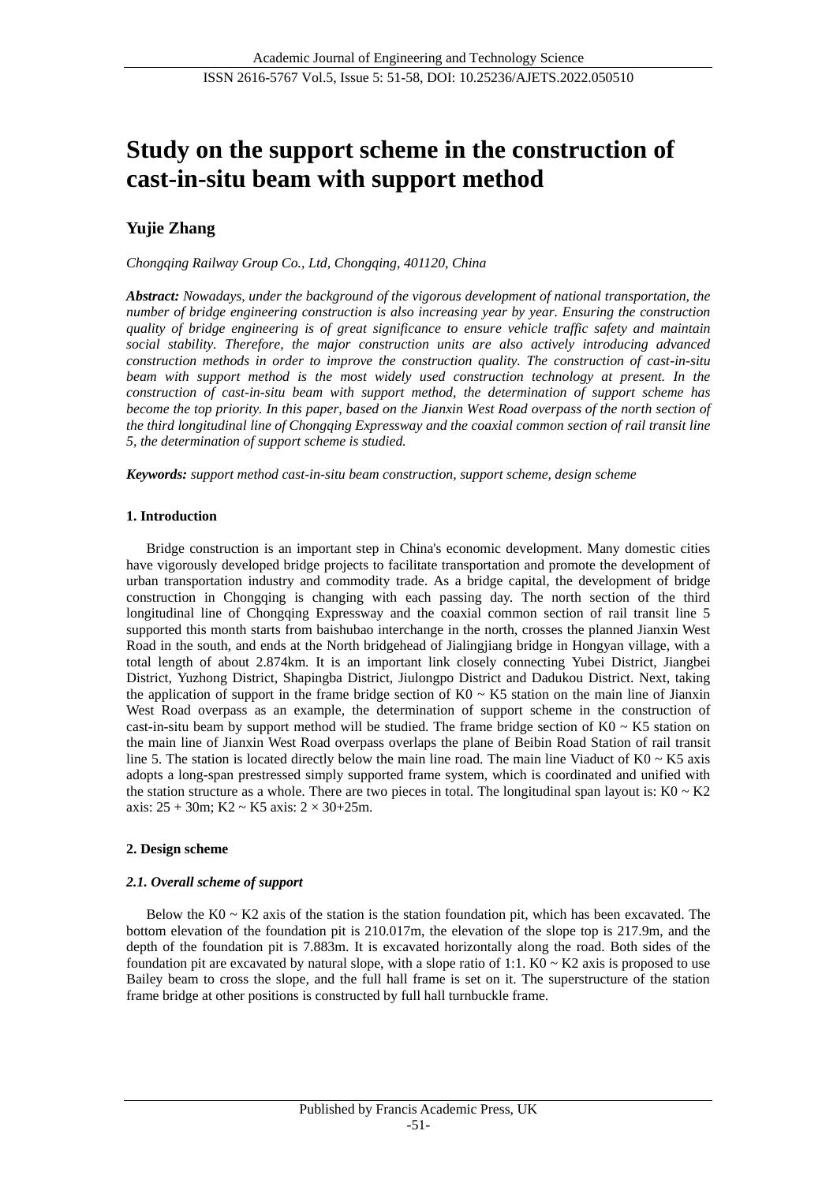# Study on the support scheme in the construction of cast-in-situ beam with support method

## Yujie Zhang

*Chongqing Railway Group Co., Ltd, Chongqing, 401120, China*

***Abstract:*** *Nowadays, under the background of the vigorous development of national transportation, the number of bridge engineering construction is also increasing year by year. Ensuring the construction quality of bridge engineering is of great significance to ensure vehicle traffic safety and maintain social stability. Therefore, the major construction units are also actively introducing advanced construction methods in order to improve the construction quality. The construction of cast-in-situ beam with support method is the most widely used construction technology at present. In the construction of cast-in-situ beam with support method, the determination of support scheme has become the top priority. In this paper, based on the Jianxin West Road overpass of the north section of the third longitudinal line of Chongqing Expressway and the coaxial common section of rail transit line 5, the determination of support scheme is studied.*

***Keywords:*** *support method cast-in-situ beam construction, support scheme, design scheme*

### 1. Introduction

Bridge construction is an important step in China's economic development. Many domestic cities have vigorously developed bridge projects to facilitate transportation and promote the development of urban transportation industry and commodity trade. As a bridge capital, the development of bridge construction in Chongqing is changing with each passing day. The north section of the third longitudinal line of Chongqing Expressway and the coaxial common section of rail transit line 5 supported this month starts from baishubao interchange in the north, crosses the planned Jianxin West Road in the south, and ends at the North bridgehead of Jialingjiang bridge in Hongyan village, with a total length of about 2.874km. It is an important link closely connecting Yubei District, Jiangbei District, Yuzhong District, Shapingba District, Jiulongpo District and Dadukou District. Next, taking the application of support in the frame bridge section of K0 ~ K5 station on the main line of Jianxin West Road overpass as an example, the determination of support scheme in the construction of cast-in-situ beam by support method will be studied. The frame bridge section of K0 ~ K5 station on the main line of Jianxin West Road overpass overlaps the plane of Beibin Road Station of rail transit line 5. The station is located directly below the main line road. The main line Viaduct of K0 ~ K5 axis adopts a long-span prestressed simply supported frame system, which is coordinated and unified with the station structure as a whole. There are two pieces in total. The longitudinal span layout is: K0 ~ K2 axis: 25 + 30m; K2 ~ K5 axis: 2 × 30+25m.

### 2. Design scheme

#### *2.1. Overall scheme of support*

Below the K0 ~ K2 axis of the station is the station foundation pit, which has been excavated. The bottom elevation of the foundation pit is 210.017m, the elevation of the slope top is 217.9m, and the depth of the foundation pit is 7.883m. It is excavated horizontally along the road. Both sides of the foundation pit are excavated by natural slope, with a slope ratio of 1:1. K0 ~ K2 axis is proposed to use Bailey beam to cross the slope, and the full hall frame is set on it. The superstructure of the station frame bridge at other positions is constructed by full hall turnbuckle frame.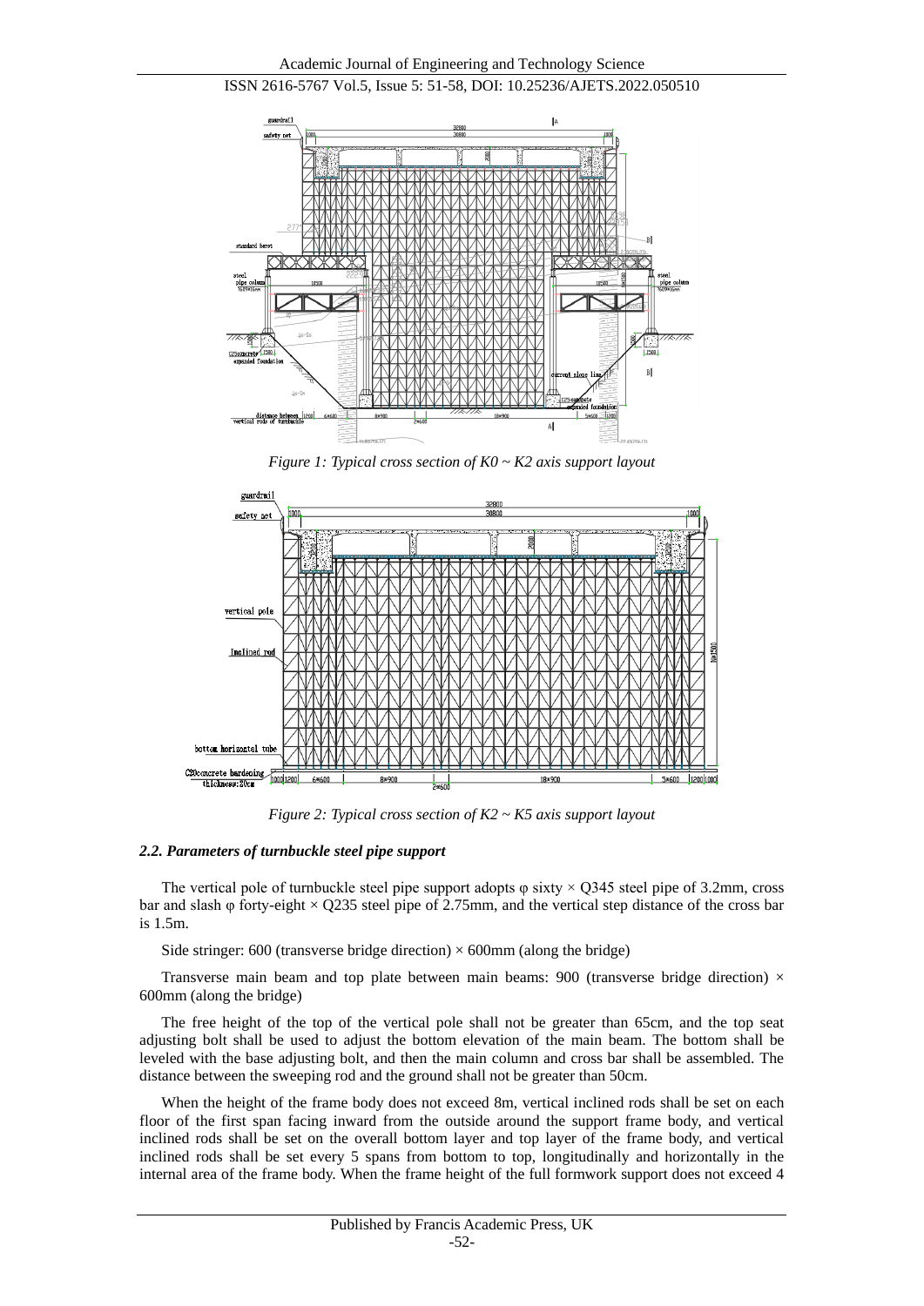*Figure 1: Typical cross section of K0 ~ K2 axis support layout*

*Figure 2: Typical cross section of K2 ~ K5 axis support layout*

### *2.2. Parameters of turnbuckle steel pipe support*

The vertical pole of turnbuckle steel pipe support adopts φ sixty × Q345 steel pipe of 3.2mm, cross bar and slash φ forty-eight × Q235 steel pipe of 2.75mm, and the vertical step distance of the cross bar is 1.5m.

Side stringer: 600 (transverse bridge direction) × 600mm (along the bridge)

Transverse main beam and top plate between main beams: 900 (transverse bridge direction) × 600mm (along the bridge)

The free height of the top of the vertical pole shall not be greater than 65cm, and the top seat adjusting bolt shall be used to adjust the bottom elevation of the main beam. The bottom shall be leveled with the base adjusting bolt, and then the main column and cross bar shall be assembled. The distance between the sweeping rod and the ground shall not be greater than 50cm.

When the height of the frame body does not exceed 8m, vertical inclined rods shall be set on each floor of the first span facing inward from the outside around the support frame body, and vertical inclined rods shall be set on the overall bottom layer and top layer of the frame body, and vertical inclined rods shall be set every 5 spans from bottom to top, longitudinally and horizontally in the internal area of the frame body. When the frame height of the full formwork support does not exceed 4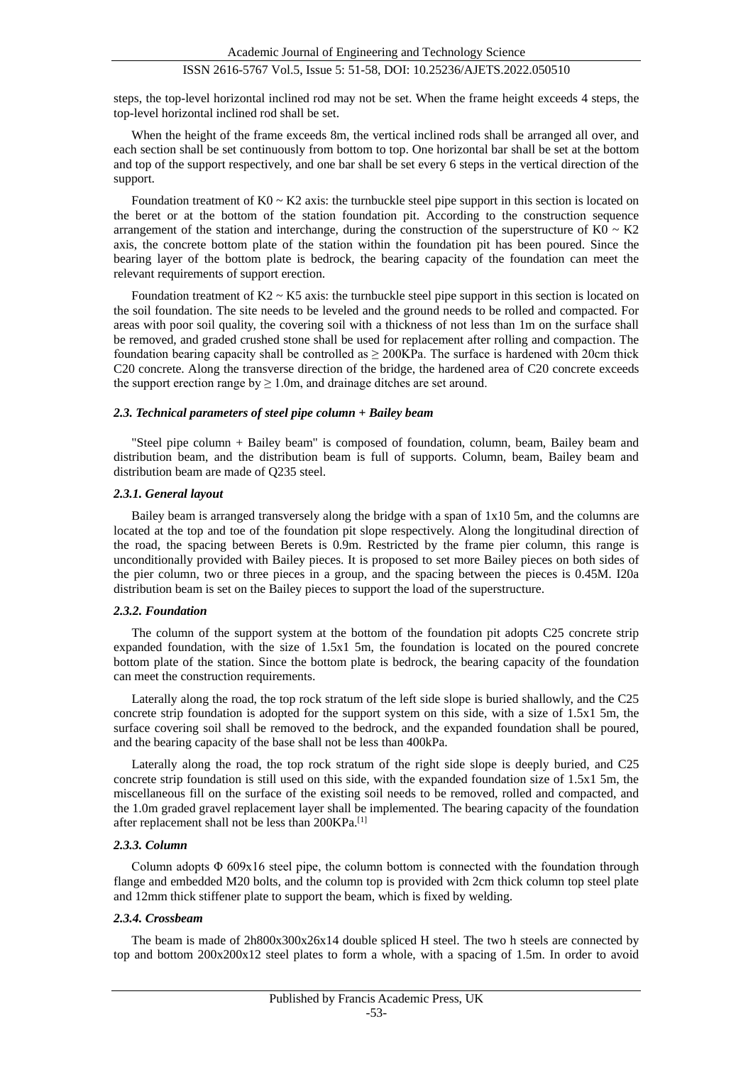steps, the top-level horizontal inclined rod may not be set. When the frame height exceeds 4 steps, the top-level horizontal inclined rod shall be set.

When the height of the frame exceeds 8m, the vertical inclined rods shall be arranged all over, and each section shall be set continuously from bottom to top. One horizontal bar shall be set at the bottom and top of the support respectively, and one bar shall be set every 6 steps in the vertical direction of the support.

Foundation treatment of K0 ~ K2 axis: the turnbuckle steel pipe support in this section is located on the beret or at the bottom of the station foundation pit. According to the construction sequence arrangement of the station and interchange, during the construction of the superstructure of K0 ~ K2 axis, the concrete bottom plate of the station within the foundation pit has been poured. Since the bearing layer of the bottom plate is bedrock, the bearing capacity of the foundation can meet the relevant requirements of support erection.

Foundation treatment of K2 ~ K5 axis: the turnbuckle steel pipe support in this section is located on the soil foundation. The site needs to be leveled and the ground needs to be rolled and compacted. For areas with poor soil quality, the covering soil with a thickness of not less than 1m on the surface shall be removed, and graded crushed stone shall be used for replacement after rolling and compaction. The foundation bearing capacity shall be controlled as ≥ 200KPa. The surface is hardened with 20cm thick C20 concrete. Along the transverse direction of the bridge, the hardened area of C20 concrete exceeds the support erection range by ≥ 1.0m, and drainage ditches are set around.

### *2.3. Technical parameters of steel pipe column + Bailey beam*

"Steel pipe column + Bailey beam" is composed of foundation, column, beam, Bailey beam and distribution beam, and the distribution beam is full of supports. Column, beam, Bailey beam and distribution beam are made of Q235 steel.

#### *2.3.1. General layout*

Bailey beam is arranged transversely along the bridge with a span of 1x10 5m, and the columns are located at the top and toe of the foundation pit slope respectively. Along the longitudinal direction of the road, the spacing between Berets is 0.9m. Restricted by the frame pier column, this range is unconditionally provided with Bailey pieces. It is proposed to set more Bailey pieces on both sides of the pier column, two or three pieces in a group, and the spacing between the pieces is 0.45M. I20a distribution beam is set on the Bailey pieces to support the load of the superstructure.

#### *2.3.2. Foundation*

The column of the support system at the bottom of the foundation pit adopts C25 concrete strip expanded foundation, with the size of 1.5x1 5m, the foundation is located on the poured concrete bottom plate of the station. Since the bottom plate is bedrock, the bearing capacity of the foundation can meet the construction requirements.

Laterally along the road, the top rock stratum of the left side slope is buried shallowly, and the C25 concrete strip foundation is adopted for the support system on this side, with a size of 1.5x1 5m, the surface covering soil shall be removed to the bedrock, and the expanded foundation shall be poured, and the bearing capacity of the base shall not be less than 400kPa.

Laterally along the road, the top rock stratum of the right side slope is deeply buried, and C25 concrete strip foundation is still used on this side, with the expanded foundation size of 1.5x1 5m, the miscellaneous fill on the surface of the existing soil needs to be removed, rolled and compacted, and the 1.0m graded gravel replacement layer shall be implemented. The bearing capacity of the foundation after replacement shall not be less than 200KPa.[1]

#### *2.3.3. Column*

Column adopts Φ 609x16 steel pipe, the column bottom is connected with the foundation through flange and embedded M20 bolts, and the column top is provided with 2cm thick column top steel plate and 12mm thick stiffener plate to support the beam, which is fixed by welding.

#### *2.3.4. Crossbeam*

The beam is made of 2h800x300x26x14 double spliced H steel. The two h steels are connected by top and bottom 200x200x12 steel plates to form a whole, with a spacing of 1.5m. In order to avoid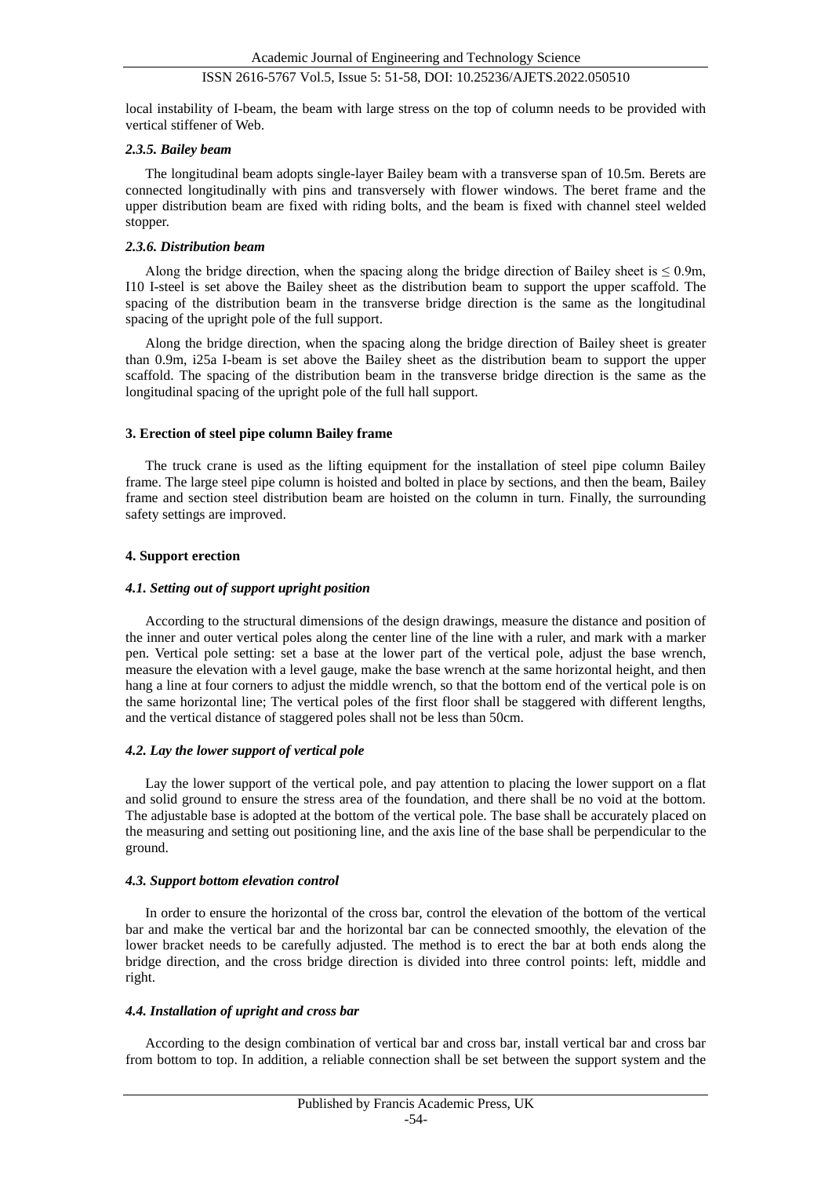local instability of I-beam, the beam with large stress on the top of column needs to be provided with vertical stiffener of Web.

#### *2.3.5. Bailey beam*

The longitudinal beam adopts single-layer Bailey beam with a transverse span of 10.5m. Berets are connected longitudinally with pins and transversely with flower windows. The beret frame and the upper distribution beam are fixed with riding bolts, and the beam is fixed with channel steel welded stopper.

#### *2.3.6. Distribution beam*

Along the bridge direction, when the spacing along the bridge direction of Bailey sheet is ≤ 0.9m, I10 I-steel is set above the Bailey sheet as the distribution beam to support the upper scaffold. The spacing of the distribution beam in the transverse bridge direction is the same as the longitudinal spacing of the upright pole of the full support.

Along the bridge direction, when the spacing along the bridge direction of Bailey sheet is greater than 0.9m, i25a I-beam is set above the Bailey sheet as the distribution beam to support the upper scaffold. The spacing of the distribution beam in the transverse bridge direction is the same as the longitudinal spacing of the upright pole of the full hall support.

## **3. Erection of steel pipe column Bailey frame**

The truck crane is used as the lifting equipment for the installation of steel pipe column Bailey frame. The large steel pipe column is hoisted and bolted in place by sections, and then the beam, Bailey frame and section steel distribution beam are hoisted on the column in turn. Finally, the surrounding safety settings are improved.

## **4. Support erection**

### *4.1. Setting out of support upright position*

According to the structural dimensions of the design drawings, measure the distance and position of the inner and outer vertical poles along the center line of the line with a ruler, and mark with a marker pen. Vertical pole setting: set a base at the lower part of the vertical pole, adjust the base wrench, measure the elevation with a level gauge, make the base wrench at the same horizontal height, and then hang a line at four corners to adjust the middle wrench, so that the bottom end of the vertical pole is on the same horizontal line; The vertical poles of the first floor shall be staggered with different lengths, and the vertical distance of staggered poles shall not be less than 50cm.

### *4.2. Lay the lower support of vertical pole*

Lay the lower support of the vertical pole, and pay attention to placing the lower support on a flat and solid ground to ensure the stress area of the foundation, and there shall be no void at the bottom. The adjustable base is adopted at the bottom of the vertical pole. The base shall be accurately placed on the measuring and setting out positioning line, and the axis line of the base shall be perpendicular to the ground.

### *4.3. Support bottom elevation control*

In order to ensure the horizontal of the cross bar, control the elevation of the bottom of the vertical bar and make the vertical bar and the horizontal bar can be connected smoothly, the elevation of the lower bracket needs to be carefully adjusted. The method is to erect the bar at both ends along the bridge direction, and the cross bridge direction is divided into three control points: left, middle and right.

### *4.4. Installation of upright and cross bar*

According to the design combination of vertical bar and cross bar, install vertical bar and cross bar from bottom to top. In addition, a reliable connection shall be set between the support system and the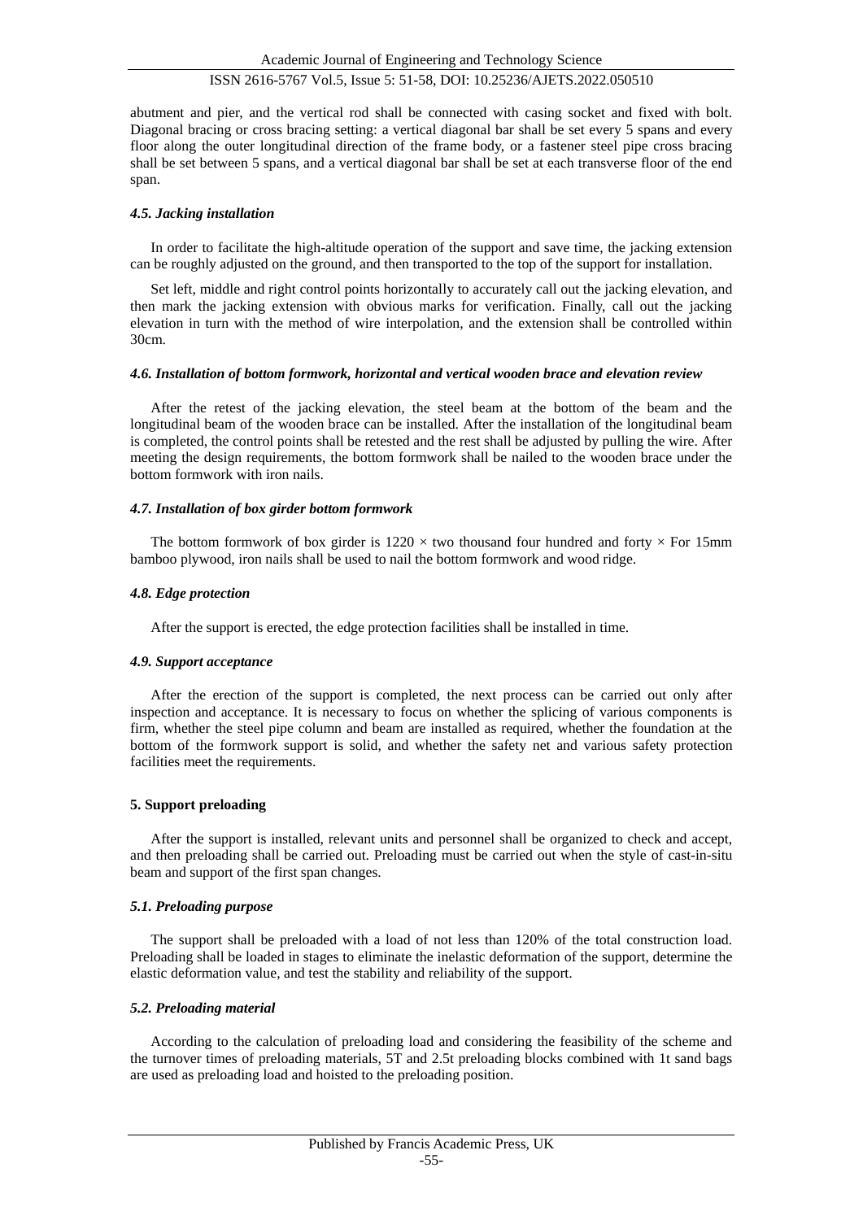abutment and pier, and the vertical rod shall be connected with casing socket and fixed with bolt. Diagonal bracing or cross bracing setting: a vertical diagonal bar shall be set every 5 spans and every floor along the outer longitudinal direction of the frame body, or a fastener steel pipe cross bracing shall be set between 5 spans, and a vertical diagonal bar shall be set at each transverse floor of the end span.

### *4.5. Jacking installation*

In order to facilitate the high-altitude operation of the support and save time, the jacking extension can be roughly adjusted on the ground, and then transported to the top of the support for installation.

Set left, middle and right control points horizontally to accurately call out the jacking elevation, and then mark the jacking extension with obvious marks for verification. Finally, call out the jacking elevation in turn with the method of wire interpolation, and the extension shall be controlled within 30cm.

### *4.6. Installation of bottom formwork, horizontal and vertical wooden brace and elevation review*

After the retest of the jacking elevation, the steel beam at the bottom of the beam and the longitudinal beam of the wooden brace can be installed. After the installation of the longitudinal beam is completed, the control points shall be retested and the rest shall be adjusted by pulling the wire. After meeting the design requirements, the bottom formwork shall be nailed to the wooden brace under the bottom formwork with iron nails.

### *4.7. Installation of box girder bottom formwork*

The bottom formwork of box girder is 1220 × two thousand four hundred and forty × For 15mm bamboo plywood, iron nails shall be used to nail the bottom formwork and wood ridge.

### *4.8. Edge protection*

After the support is erected, the edge protection facilities shall be installed in time.

### *4.9. Support acceptance*

After the erection of the support is completed, the next process can be carried out only after inspection and acceptance. It is necessary to focus on whether the splicing of various components is firm, whether the steel pipe column and beam are installed as required, whether the foundation at the bottom of the formwork support is solid, and whether the safety net and various safety protection facilities meet the requirements.

## **5. Support preloading**

After the support is installed, relevant units and personnel shall be organized to check and accept, and then preloading shall be carried out. Preloading must be carried out when the style of cast-in-situ beam and support of the first span changes.

### *5.1. Preloading purpose*

The support shall be preloaded with a load of not less than 120% of the total construction load. Preloading shall be loaded in stages to eliminate the inelastic deformation of the support, determine the elastic deformation value, and test the stability and reliability of the support.

### *5.2. Preloading material*

According to the calculation of preloading load and considering the feasibility of the scheme and the turnover times of preloading materials, 5T and 2.5t preloading blocks combined with 1t sand bags are used as preloading load and hoisted to the preloading position.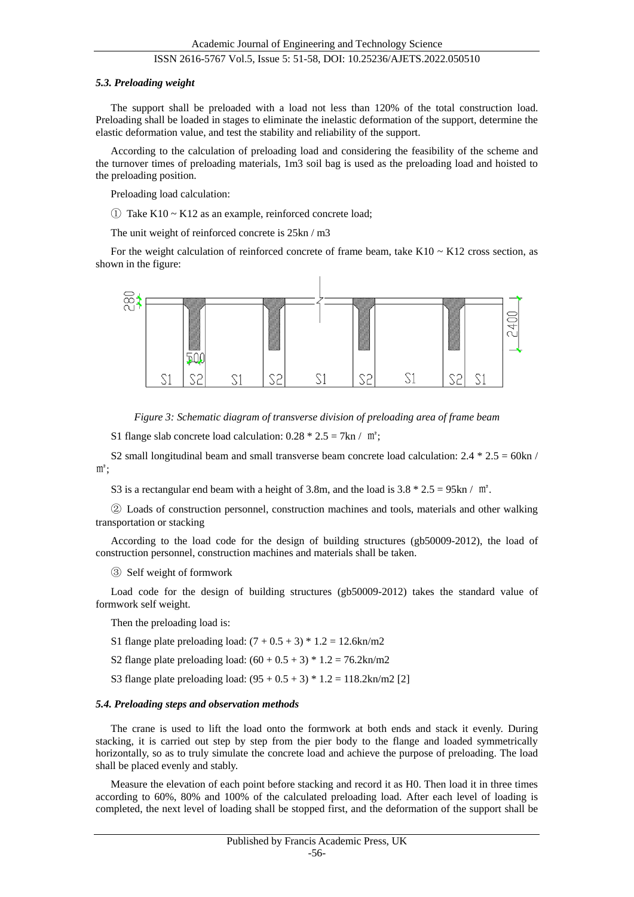### *5.3. Preloading weight*

The support shall be preloaded with a load not less than 120% of the total construction load. Preloading shall be loaded in stages to eliminate the inelastic deformation of the support, determine the elastic deformation value, and test the stability and reliability of the support.

According to the calculation of preloading load and considering the feasibility of the scheme and the turnover times of preloading materials, 1m3 soil bag is used as the preloading load and hoisted to the preloading position.

Preloading load calculation:

① Take K10 ~ K12 as an example, reinforced concrete load;

The unit weight of reinforced concrete is 25kn / m3

For the weight calculation of reinforced concrete of frame beam, take K10 ~ K12 cross section, as shown in the figure:

*Figure 3: Schematic diagram of transverse division of preloading area of frame beam*

S1 flange slab concrete load calculation: 0.28 * 2.5 = 7kn / ㎡;

S2 small longitudinal beam and small transverse beam concrete load calculation: 2.4 * 2.5 = 60kn / ㎡;

S3 is a rectangular end beam with a height of 3.8m, and the load is 3.8 * 2.5 = 95kn / ㎡.

② Loads of construction personnel, construction machines and tools, materials and other walking transportation or stacking

According to the load code for the design of building structures (gb50009-2012), the load of construction personnel, construction machines and materials shall be taken.

③ Self weight of formwork

Load code for the design of building structures (gb50009-2012) takes the standard value of formwork self weight.

Then the preloading load is:

S1 flange plate preloading load: (7 + 0.5 + 3) * 1.2 = 12.6kn/m2

S2 flange plate preloading load: (60 + 0.5 + 3) * 1.2 = 76.2kn/m2

S3 flange plate preloading load: (95 + 0.5 + 3) * 1.2 = 118.2kn/m2 [2]

### *5.4. Preloading steps and observation methods*

The crane is used to lift the load onto the formwork at both ends and stack it evenly. During stacking, it is carried out step by step from the pier body to the flange and loaded symmetrically horizontally, so as to truly simulate the concrete load and achieve the purpose of preloading. The load shall be placed evenly and stably.

Measure the elevation of each point before stacking and record it as H0. Then load it in three times according to 60%, 80% and 100% of the calculated preloading load. After each level of loading is completed, the next level of loading shall be stopped first, and the deformation of the support shall be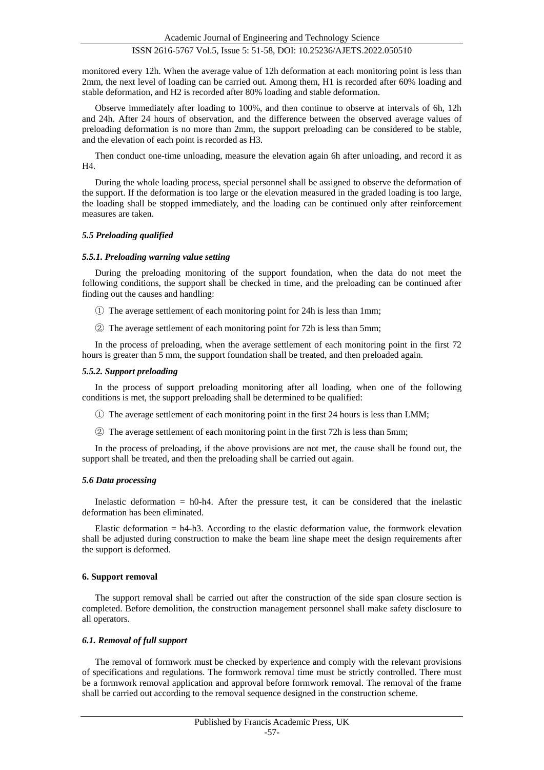monitored every 12h. When the average value of 12h deformation at each monitoring point is less than 2mm, the next level of loading can be carried out. Among them, H1 is recorded after 60% loading and stable deformation, and H2 is recorded after 80% loading and stable deformation.

Observe immediately after loading to 100%, and then continue to observe at intervals of 6h, 12h and 24h. After 24 hours of observation, and the difference between the observed average values of preloading deformation is no more than 2mm, the support preloading can be considered to be stable, and the elevation of each point is recorded as H3.

Then conduct one-time unloading, measure the elevation again 6h after unloading, and record it as H4.

During the whole loading process, special personnel shall be assigned to observe the deformation of the support. If the deformation is too large or the elevation measured in the graded loading is too large, the loading shall be stopped immediately, and the loading can be continued only after reinforcement measures are taken.

### *5.5 Preloading qualified*

#### *5.5.1. Preloading warning value setting*

During the preloading monitoring of the support foundation, when the data do not meet the following conditions, the support shall be checked in time, and the preloading can be continued after finding out the causes and handling:

① The average settlement of each monitoring point for 24h is less than 1mm;

② The average settlement of each monitoring point for 72h is less than 5mm;

In the process of preloading, when the average settlement of each monitoring point in the first 72 hours is greater than 5 mm, the support foundation shall be treated, and then preloaded again.

#### *5.5.2. Support preloading*

In the process of support preloading monitoring after all loading, when one of the following conditions is met, the support preloading shall be determined to be qualified:

① The average settlement of each monitoring point in the first 24 hours is less than LMM;

② The average settlement of each monitoring point in the first 72h is less than 5mm;

In the process of preloading, if the above provisions are not met, the cause shall be found out, the support shall be treated, and then the preloading shall be carried out again.

### *5.6 Data processing*

Inelastic deformation = h0-h4. After the pressure test, it can be considered that the inelastic deformation has been eliminated.

Elastic deformation = h4-h3. According to the elastic deformation value, the formwork elevation shall be adjusted during construction to make the beam line shape meet the design requirements after the support is deformed.

## **6. Support removal**

The support removal shall be carried out after the construction of the side span closure section is completed. Before demolition, the construction management personnel shall make safety disclosure to all operators.

### *6.1. Removal of full support*

The removal of formwork must be checked by experience and comply with the relevant provisions of specifications and regulations. The formwork removal time must be strictly controlled. There must be a formwork removal application and approval before formwork removal. The removal of the frame shall be carried out according to the removal sequence designed in the construction scheme.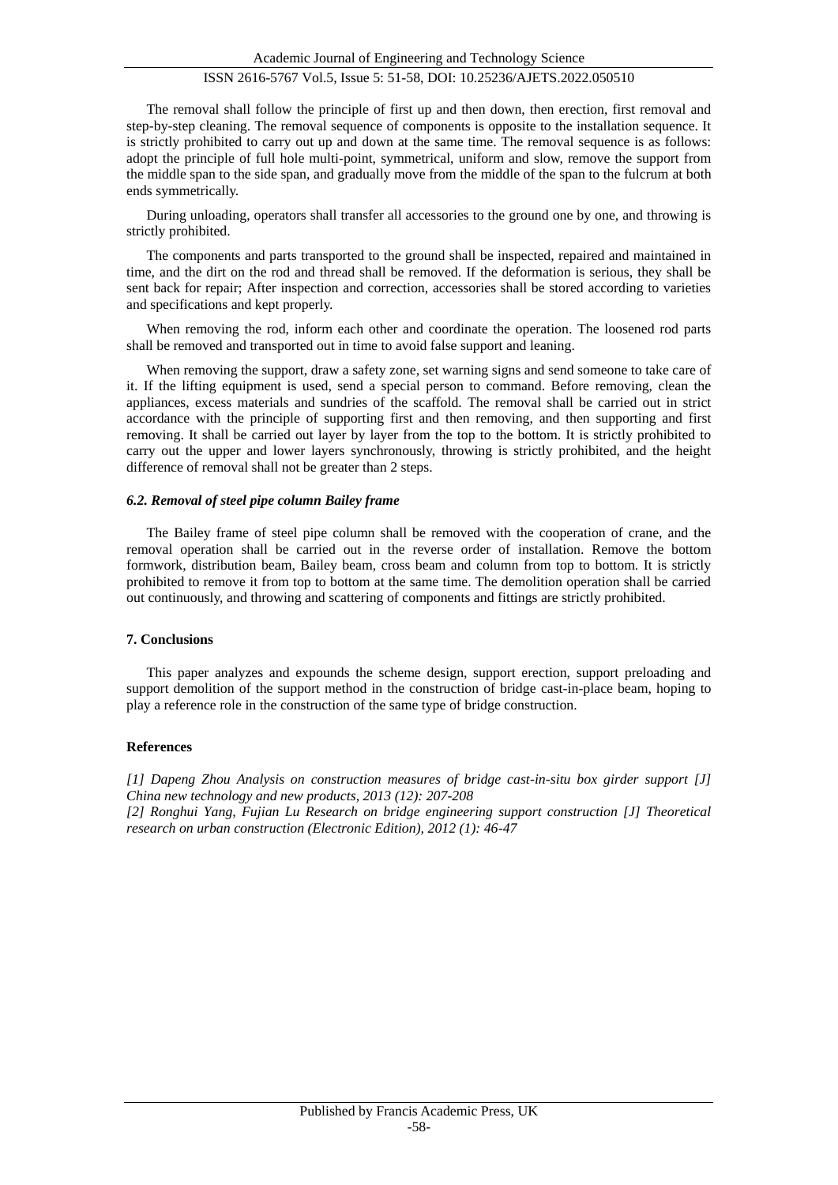The removal shall follow the principle of first up and then down, then erection, first removal and step-by-step cleaning. The removal sequence of components is opposite to the installation sequence. It is strictly prohibited to carry out up and down at the same time. The removal sequence is as follows: adopt the principle of full hole multi-point, symmetrical, uniform and slow, remove the support from the middle span to the side span, and gradually move from the middle of the span to the fulcrum at both ends symmetrically.

During unloading, operators shall transfer all accessories to the ground one by one, and throwing is strictly prohibited.

The components and parts transported to the ground shall be inspected, repaired and maintained in time, and the dirt on the rod and thread shall be removed. If the deformation is serious, they shall be sent back for repair; After inspection and correction, accessories shall be stored according to varieties and specifications and kept properly.

When removing the rod, inform each other and coordinate the operation. The loosened rod parts shall be removed and transported out in time to avoid false support and leaning.

When removing the support, draw a safety zone, set warning signs and send someone to take care of it. If the lifting equipment is used, send a special person to command. Before removing, clean the appliances, excess materials and sundries of the scaffold. The removal shall be carried out in strict accordance with the principle of supporting first and then removing, and then supporting and first removing. It shall be carried out layer by layer from the top to the bottom. It is strictly prohibited to carry out the upper and lower layers synchronously, throwing is strictly prohibited, and the height difference of removal shall not be greater than 2 steps.

### *6.2. Removal of steel pipe column Bailey frame*

The Bailey frame of steel pipe column shall be removed with the cooperation of crane, and the removal operation shall be carried out in the reverse order of installation. Remove the bottom formwork, distribution beam, Bailey beam, cross beam and column from top to bottom. It is strictly prohibited to remove it from top to bottom at the same time. The demolition operation shall be carried out continuously, and throwing and scattering of components and fittings are strictly prohibited.

## 7. Conclusions

This paper analyzes and expounds the scheme design, support erection, support preloading and support demolition of the support method in the construction of bridge cast-in-place beam, hoping to play a reference role in the construction of the same type of bridge construction.

## References

*[1] Dapeng Zhou Analysis on construction measures of bridge cast-in-situ box girder support [J] China new technology and new products, 2013 (12): 207-208*

*[2] Ronghui Yang, Fujian Lu Research on bridge engineering support construction [J] Theoretical research on urban construction (Electronic Edition), 2012 (1): 46-47*